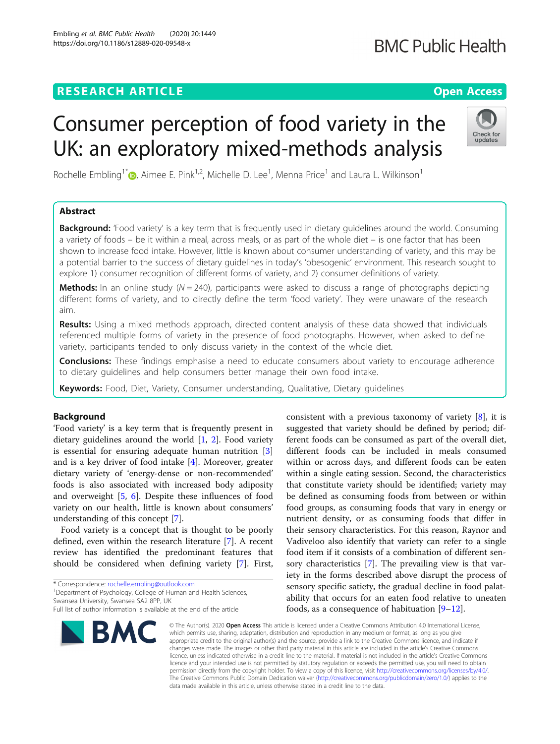RESEARCH ARTICLE

Open Access

# Consumer perception of food variety in the UK: an exploratory mixed-methods analysis

Rochelle Embling[1*], Aimee E. Pink[1,2], Michelle D. Lee[1], Menna Price[1] and Laura L. Wilkinson[1]

## Abstract

**Background:** 'Food variety' is a key term that is frequently used in dietary guidelines around the world. Consuming a variety of foods – be it within a meal, across meals, or as part of the whole diet – is one factor that has been shown to increase food intake. However, little is known about consumer understanding of variety, and this may be a potential barrier to the success of dietary guidelines in today's 'obesogenic' environment. This research sought to explore 1) consumer recognition of different forms of variety, and 2) consumer definitions of variety.

**Methods:** In an online study ($N = 240$), participants were asked to discuss a range of photographs depicting different forms of variety, and to directly define the term 'food variety'. They were unaware of the research aim.

**Results:** Using a mixed methods approach, directed content analysis of these data showed that individuals referenced multiple forms of variety in the presence of food photographs. However, when asked to define variety, participants tended to only discuss variety in the context of the whole diet.

**Conclusions:** These findings emphasise a need to educate consumers about variety to encourage adherence to dietary guidelines and help consumers better manage their own food intake.

**Keywords:** Food, Diet, Variety, Consumer understanding, Qualitative, Dietary guidelines

## Background

'Food variety' is a key term that is frequently present in dietary guidelines around the world [1, 2]. Food variety is essential for ensuring adequate human nutrition [3] and is a key driver of food intake [4]. Moreover, greater dietary variety of 'energy-dense or non-recommended' foods is also associated with increased body adiposity and overweight [5, 6]. Despite these influences of food variety on our health, little is known about consumers' understanding of this concept [7].

Food variety is a concept that is thought to be poorly defined, even within the research literature [7]. A recent review has identified the predominant features that should be considered when defining variety [7]. First, consistent with a previous taxonomy of variety [8], it is suggested that variety should be defined by period; different foods can be consumed as part of the overall diet, different foods can be included in meals consumed within or across days, and different foods can be eaten within a single eating session. Second, the characteristics that constitute variety should be identified; variety may be defined as consuming foods from between or within food groups, as consuming foods that vary in energy or nutrient density, or as consuming foods that differ in their sensory characteristics. For this reason, Raynor and Vadiveloo also identify that variety can refer to a single food item if it consists of a combination of different sensory characteristics [7]. The prevailing view is that variety in the forms described above disrupt the process of sensory specific satiety, the gradual decline in food palatability that occurs for an eaten food relative to uneaten foods, as a consequence of habituation [9–12].

* Correspondence: rochelle.embling@outlook.com
[1]Department of Psychology, College of Human and Health Sciences, Swansea University, Swansea SA2 8PP, UK
Full list of author information is available at the end of the article

© The Author(s). 2020 **Open Access** This article is licensed under a Creative Commons Attribution 4.0 International License, which permits use, sharing, adaptation, distribution and reproduction in any medium or format, as long as you give appropriate credit to the original author(s) and the source, provide a link to the Creative Commons licence, and indicate if changes were made. The images or other third party material in this article are included in the article's Creative Commons licence, unless indicated otherwise in a credit line to the material. If material is not included in the article's Creative Commons licence and your intended use is not permitted by statutory regulation or exceeds the permitted use, you will need to obtain permission directly from the copyright holder. To view a copy of this licence, visit http://creativecommons.org/licenses/by/4.0/. The Creative Commons Public Domain Dedication waiver (http://creativecommons.org/publicdomain/zero/1.0/) applies to the data made available in this article, unless otherwise stated in a credit line to the data.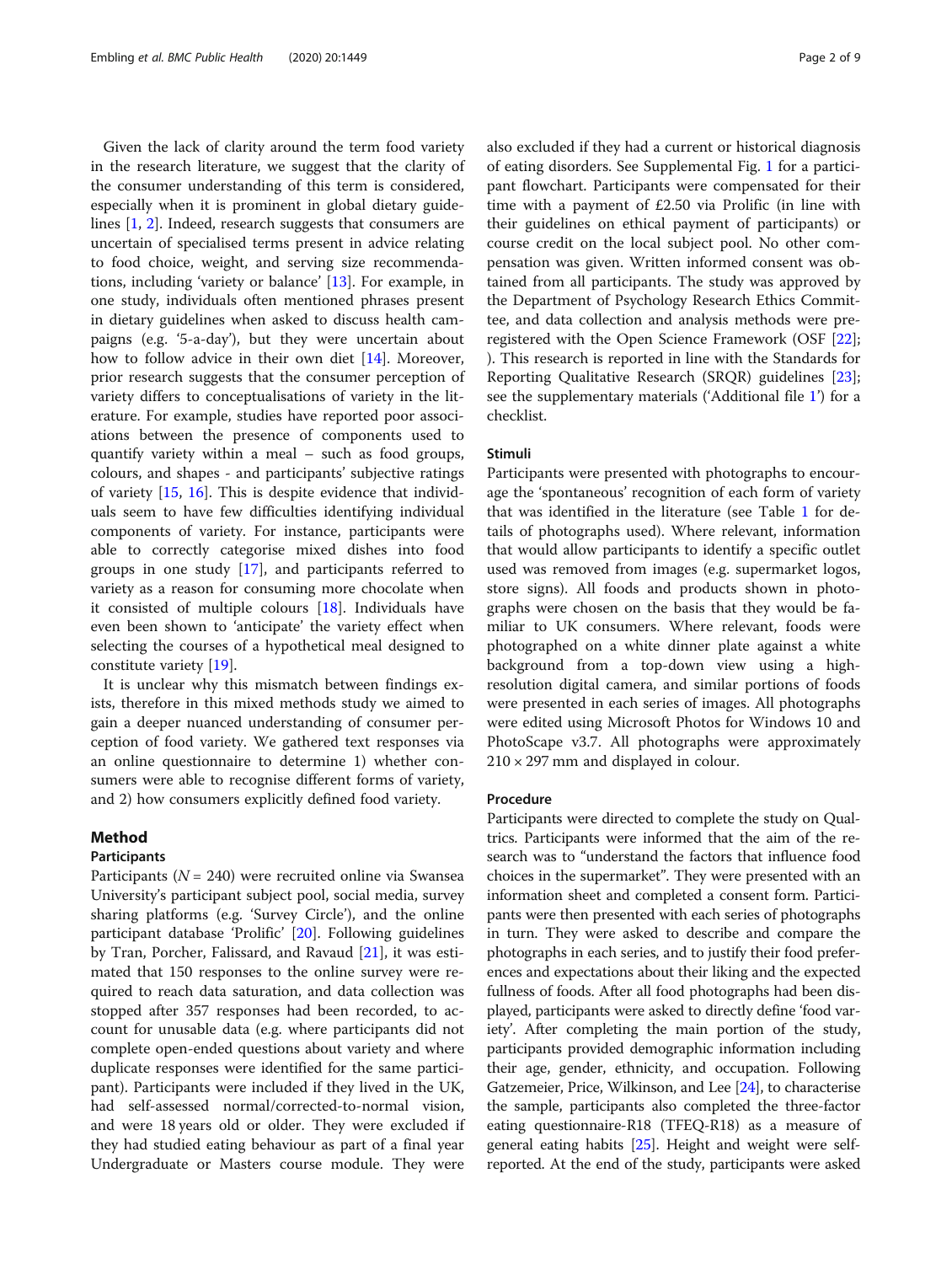Given the lack of clarity around the term food variety in the research literature, we suggest that the clarity of the consumer understanding of this term is considered, especially when it is prominent in global dietary guidelines [1, 2]. Indeed, research suggests that consumers are uncertain of specialised terms present in advice relating to food choice, weight, and serving size recommendations, including 'variety or balance' [13]. For example, in one study, individuals often mentioned phrases present in dietary guidelines when asked to discuss health campaigns (e.g. '5-a-day'), but they were uncertain about how to follow advice in their own diet [14]. Moreover, prior research suggests that the consumer perception of variety differs to conceptualisations of variety in the literature. For example, studies have reported poor associations between the presence of components used to quantify variety within a meal – such as food groups, colours, and shapes - and participants' subjective ratings of variety [15, 16]. This is despite evidence that individuals seem to have few difficulties identifying individual components of variety. For instance, participants were able to correctly categorise mixed dishes into food groups in one study [17], and participants referred to variety as a reason for consuming more chocolate when it consisted of multiple colours [18]. Individuals have even been shown to 'anticipate' the variety effect when selecting the courses of a hypothetical meal designed to constitute variety [19].

It is unclear why this mismatch between findings exists, therefore in this mixed methods study we aimed to gain a deeper nuanced understanding of consumer perception of food variety. We gathered text responses via an online questionnaire to determine 1) whether consumers were able to recognise different forms of variety, and 2) how consumers explicitly defined food variety.

## Method

### Participants

Participants (*N* = 240) were recruited online via Swansea University's participant subject pool, social media, survey sharing platforms (e.g. 'Survey Circle'), and the online participant database 'Prolific' [20]. Following guidelines by Tran, Porcher, Falissard, and Ravaud [21], it was estimated that 150 responses to the online survey were required to reach data saturation, and data collection was stopped after 357 responses had been recorded, to account for unusable data (e.g. where participants did not complete open-ended questions about variety and where duplicate responses were identified for the same participant). Participants were included if they lived in the UK, had self-assessed normal/corrected-to-normal vision, and were 18 years old or older. They were excluded if they had studied eating behaviour as part of a final year Undergraduate or Masters course module. They were also excluded if they had a current or historical diagnosis of eating disorders. See Supplemental Fig. 1 for a participant flowchart. Participants were compensated for their time with a payment of £2.50 via Prolific (in line with their guidelines on ethical payment of participants) or course credit on the local subject pool. No other compensation was given. Written informed consent was obtained from all participants. The study was approved by the Department of Psychology Research Ethics Committee, and data collection and analysis methods were preregistered with the Open Science Framework (OSF [22]; ). This research is reported in line with the Standards for Reporting Qualitative Research (SRQR) guidelines [23]; see the supplementary materials ('Additional file 1') for a checklist.

### Stimuli

Participants were presented with photographs to encourage the 'spontaneous' recognition of each form of variety that was identified in the literature (see Table 1 for details of photographs used). Where relevant, information that would allow participants to identify a specific outlet used was removed from images (e.g. supermarket logos, store signs). All foods and products shown in photographs were chosen on the basis that they would be familiar to UK consumers. Where relevant, foods were photographed on a white dinner plate against a white background from a top-down view using a high-resolution digital camera, and similar portions of foods were presented in each series of images. All photographs were edited using Microsoft Photos for Windows 10 and PhotoScape v3.7. All photographs were approximately 210 × 297 mm and displayed in colour.

### Procedure

Participants were directed to complete the study on Qualtrics. Participants were informed that the aim of the research was to "understand the factors that influence food choices in the supermarket". They were presented with an information sheet and completed a consent form. Participants were then presented with each series of photographs in turn. They were asked to describe and compare the photographs in each series, and to justify their food preferences and expectations about their liking and the expected fullness of foods. After all food photographs had been displayed, participants were asked to directly define 'food variety'. After completing the main portion of the study, participants provided demographic information including their age, gender, ethnicity, and occupation. Following Gatzemeier, Price, Wilkinson, and Lee [24], to characterise the sample, participants also completed the three-factor eating questionnaire-R18 (TFEQ-R18) as a measure of general eating habits [25]. Height and weight were self-reported. At the end of the study, participants were asked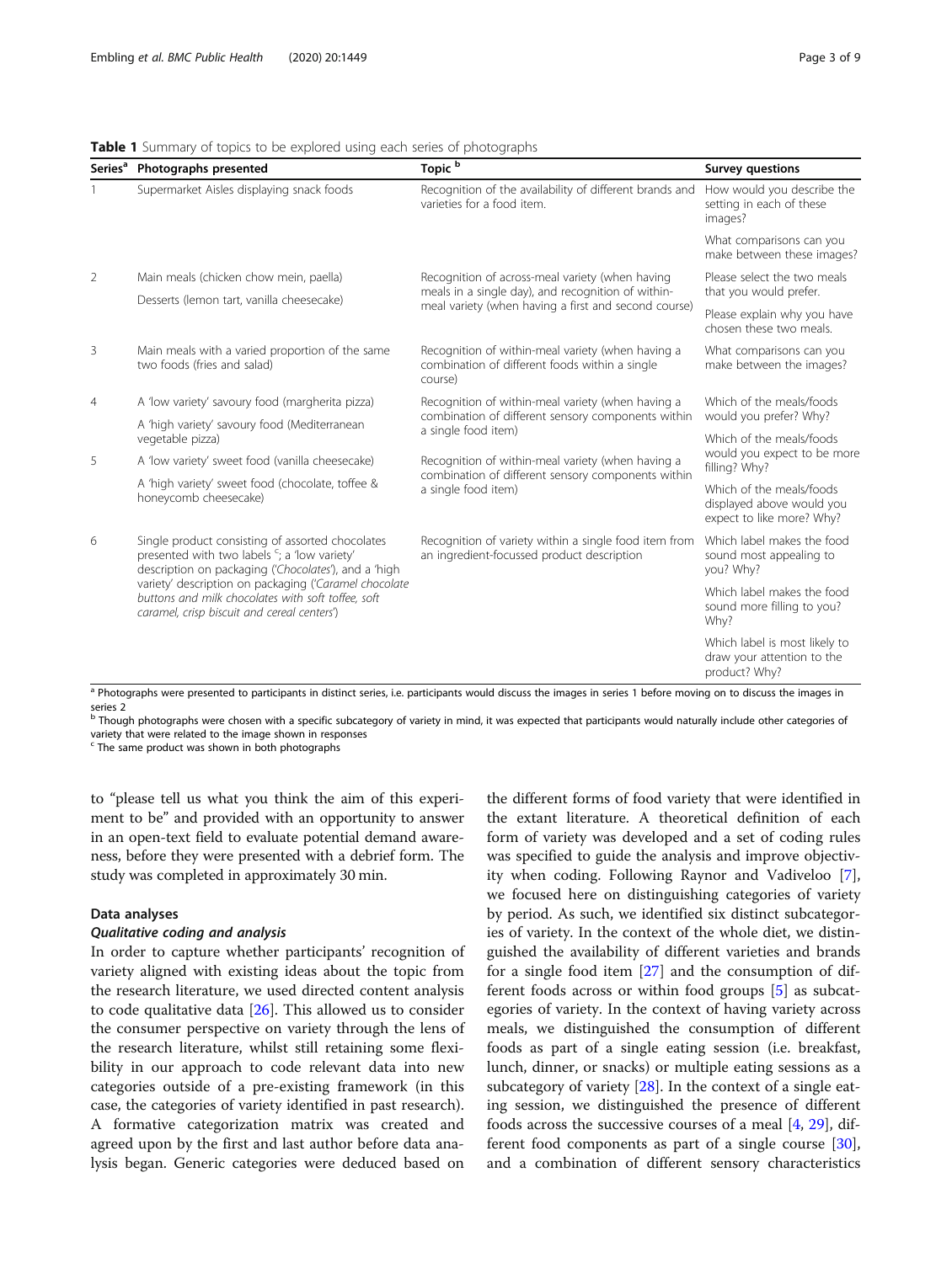**Table 1** Summary of topics to be explored using each series of photographs

| Series[a] | Photographs presented | Topic [b] | Survey questions |
|---|---|---|---|
| 1 | Supermarket Aisles displaying snack foods | Recognition of the availability of different brands and varieties for a food item. | How would you describe the setting in each of these images? |
| | | | What comparisons can you make between these images? |
| 2 | Main meals (chicken chow mein, paella) | Recognition of across-meal variety (when having meals in a single day), and recognition of within-meal variety (when having a first and second course) | Please select the two meals that you would prefer. |
| | Desserts (lemon tart, vanilla cheesecake) | | Please explain why you have chosen these two meals. |
| 3 | Main meals with a varied proportion of the same two foods (fries and salad) | Recognition of within-meal variety (when having a combination of different foods within a single course) | What comparisons can you make between the images? |
| 4 | A 'low variety' savoury food (margherita pizza) | Recognition of within-meal variety (when having a combination of different sensory components within a single food item) | Which of the meals/foods would you prefer? Why? |
| | A 'high variety' savoury food (Mediterranean vegetable pizza) | | Which of the meals/foods would you expect to be more filling? Why? |
| 5 | A 'low variety' sweet food (vanilla cheesecake) | Recognition of within-meal variety (when having a combination of different sensory components within a single food item) | |
| | A 'high variety' sweet food (chocolate, toffee & honeycomb cheesecake) | | Which of the meals/foods displayed above would you expect to like more? Why? |
| 6 | Single product consisting of assorted chocolates presented with two labels [c]; a 'low variety' description on packaging (*'Chocolates'*), and a 'high variety' description on packaging (*'Caramel chocolate buttons and milk chocolates with soft toffee, soft caramel, crisp biscuit and cereal centers'*) | Recognition of variety within a single food item from an ingredient-focussed product description | Which label makes the food sound most appealing to you? Why? |
| | | | Which label makes the food sound more filling to you? Why? |
| | | | Which label is most likely to draw your attention to the product? Why? |

[a] Photographs were presented to participants in distinct series, i.e. participants would discuss the images in series 1 before moving on to discuss the images in series 2

[b] Though photographs were chosen with a specific subcategory of variety in mind, it was expected that participants would naturally include other categories of variety that were related to the image shown in responses

[c] The same product was shown in both photographs

to "please tell us what you think the aim of this experiment to be" and provided with an opportunity to answer in an open-text field to evaluate potential demand awareness, before they were presented with a debrief form. The study was completed in approximately 30 min.

### Data analyses

#### *Qualitative coding and analysis*

In order to capture whether participants' recognition of variety aligned with existing ideas about the topic from the research literature, we used directed content analysis to code qualitative data [26]. This allowed us to consider the consumer perspective on variety through the lens of the research literature, whilst still retaining some flexibility in our approach to code relevant data into new categories outside of a pre-existing framework (in this case, the categories of variety identified in past research). A formative categorization matrix was created and agreed upon by the first and last author before data analysis began. Generic categories were deduced based on the different forms of food variety that were identified in the extant literature. A theoretical definition of each form of variety was developed and a set of coding rules was specified to guide the analysis and improve objectivity when coding. Following Raynor and Vadiveloo [7], we focused here on distinguishing categories of variety by period. As such, we identified six distinct subcategories of variety. In the context of the whole diet, we distinguished the availability of different varieties and brands for a single food item [27] and the consumption of different foods across or within food groups [5] as subcategories of variety. In the context of having variety across meals, we distinguished the consumption of different foods as part of a single eating session (i.e. breakfast, lunch, dinner, or snacks) or multiple eating sessions as a subcategory of variety [28]. In the context of a single eating session, we distinguished the presence of different foods across the successive courses of a meal [4, 29], different food components as part of a single course [30], and a combination of different sensory characteristics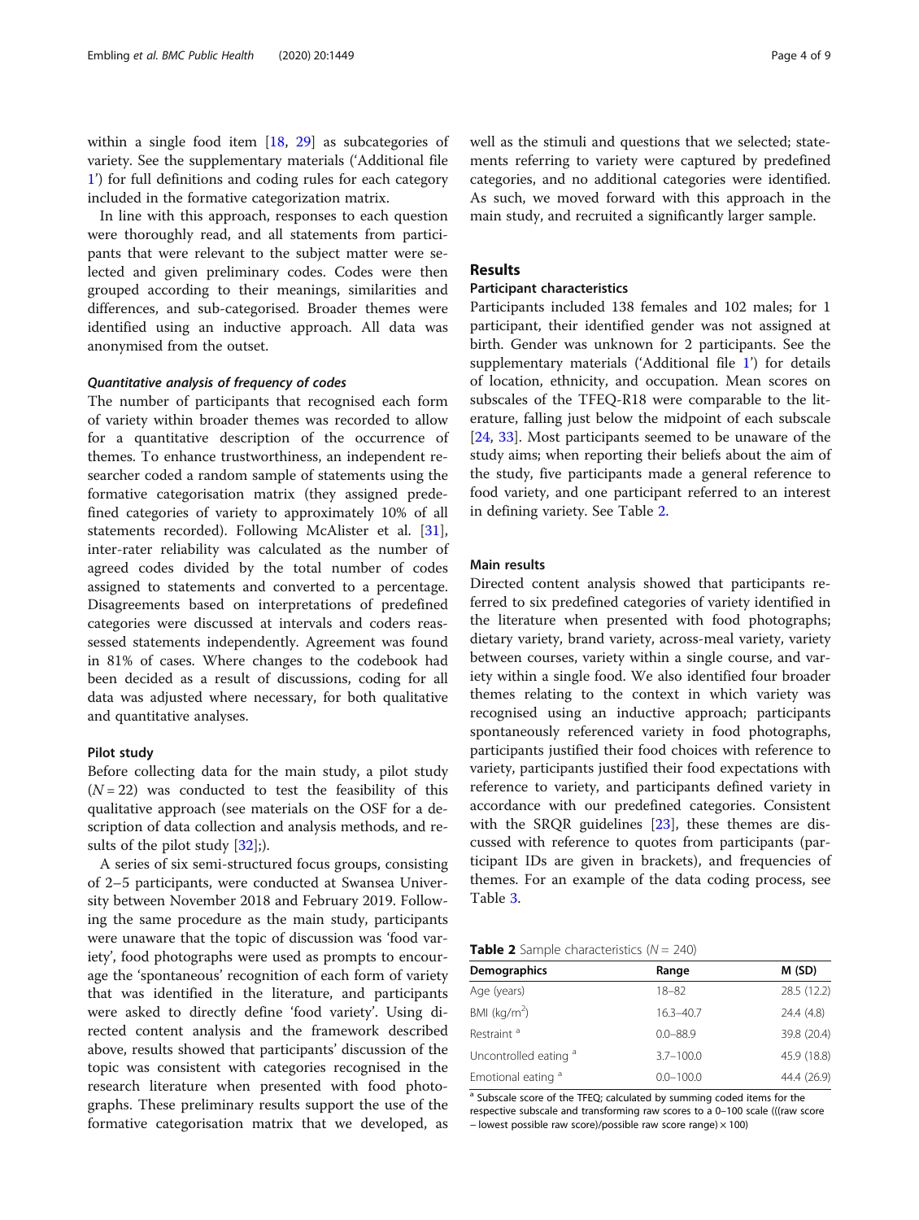within a single food item [18, 29] as subcategories of variety. See the supplementary materials ('Additional file 1') for full definitions and coding rules for each category included in the formative categorization matrix.

In line with this approach, responses to each question were thoroughly read, and all statements from participants that were relevant to the subject matter were selected and given preliminary codes. Codes were then grouped according to their meanings, similarities and differences, and sub-categorised. Broader themes were identified using an inductive approach. All data was anonymised from the outset.

#### *Quantitative analysis of frequency of codes*

The number of participants that recognised each form of variety within broader themes was recorded to allow for a quantitative description of the occurrence of themes. To enhance trustworthiness, an independent researcher coded a random sample of statements using the formative categorisation matrix (they assigned predefined categories of variety to approximately 10% of all statements recorded). Following McAlister et al. [31], inter-rater reliability was calculated as the number of agreed codes divided by the total number of codes assigned to statements and converted to a percentage. Disagreements based on interpretations of predefined categories were discussed at intervals and coders reassessed statements independently. Agreement was found in 81% of cases. Where changes to the codebook had been decided as a result of discussions, coding for all data was adjusted where necessary, for both qualitative and quantitative analyses.

### Pilot study

Before collecting data for the main study, a pilot study ($N = 22$) was conducted to test the feasibility of this qualitative approach (see materials on the OSF for a description of data collection and analysis methods, and results of the pilot study [32];).

A series of six semi-structured focus groups, consisting of 2–5 participants, were conducted at Swansea University between November 2018 and February 2019. Following the same procedure as the main study, participants were unaware that the topic of discussion was 'food variety', food photographs were used as prompts to encourage the 'spontaneous' recognition of each form of variety that was identified in the literature, and participants were asked to directly define 'food variety'. Using directed content analysis and the framework described above, results showed that participants' discussion of the topic was consistent with categories recognised in the research literature when presented with food photographs. These preliminary results support the use of the formative categorisation matrix that we developed, as well as the stimuli and questions that we selected; statements referring to variety were captured by predefined categories, and no additional categories were identified. As such, we moved forward with this approach in the main study, and recruited a significantly larger sample.

## Results

### Participant characteristics

Participants included 138 females and 102 males; for 1 participant, their identified gender was not assigned at birth. Gender was unknown for 2 participants. See the supplementary materials ('Additional file 1') for details of location, ethnicity, and occupation. Mean scores on subscales of the TFEQ-R18 were comparable to the literature, falling just below the midpoint of each subscale [24, 33]. Most participants seemed to be unaware of the study aims; when reporting their beliefs about the aim of the study, five participants made a general reference to food variety, and one participant referred to an interest in defining variety. See Table 2.

### Main results

Directed content analysis showed that participants referred to six predefined categories of variety identified in the literature when presented with food photographs; dietary variety, brand variety, across-meal variety, variety between courses, variety within a single course, and variety within a single food. We also identified four broader themes relating to the context in which variety was recognised using an inductive approach; participants spontaneously referenced variety in food photographs, participants justified their food choices with reference to variety, participants justified their food expectations with reference to variety, and participants defined variety in accordance with our predefined categories. Consistent with the SRQR guidelines [23], these themes are discussed with reference to quotes from participants (participant IDs are given in brackets), and frequencies of themes. For an example of the data coding process, see Table 3.

**Table 2** Sample characteristics ($N = 240$)

| Demographics | Range | M (SD) |
|---|---|---|
| Age (years) | 18–82 | 28.5 (12.2) |
| BMI (kg/m$^2$) | 16.3–40.7 | 24.4 (4.8) |
| Restraint [a] | 0.0–88.9 | 39.8 (20.4) |
| Uncontrolled eating [a] | 3.7–100.0 | 45.9 (18.8) |
| Emotional eating [a] | 0.0–100.0 | 44.4 (26.9) |

[a] Subscale score of the TFEQ; calculated by summing coded items for the respective subscale and transforming raw scores to a 0–100 scale (((raw score − lowest possible raw score)/possible raw score range) × 100)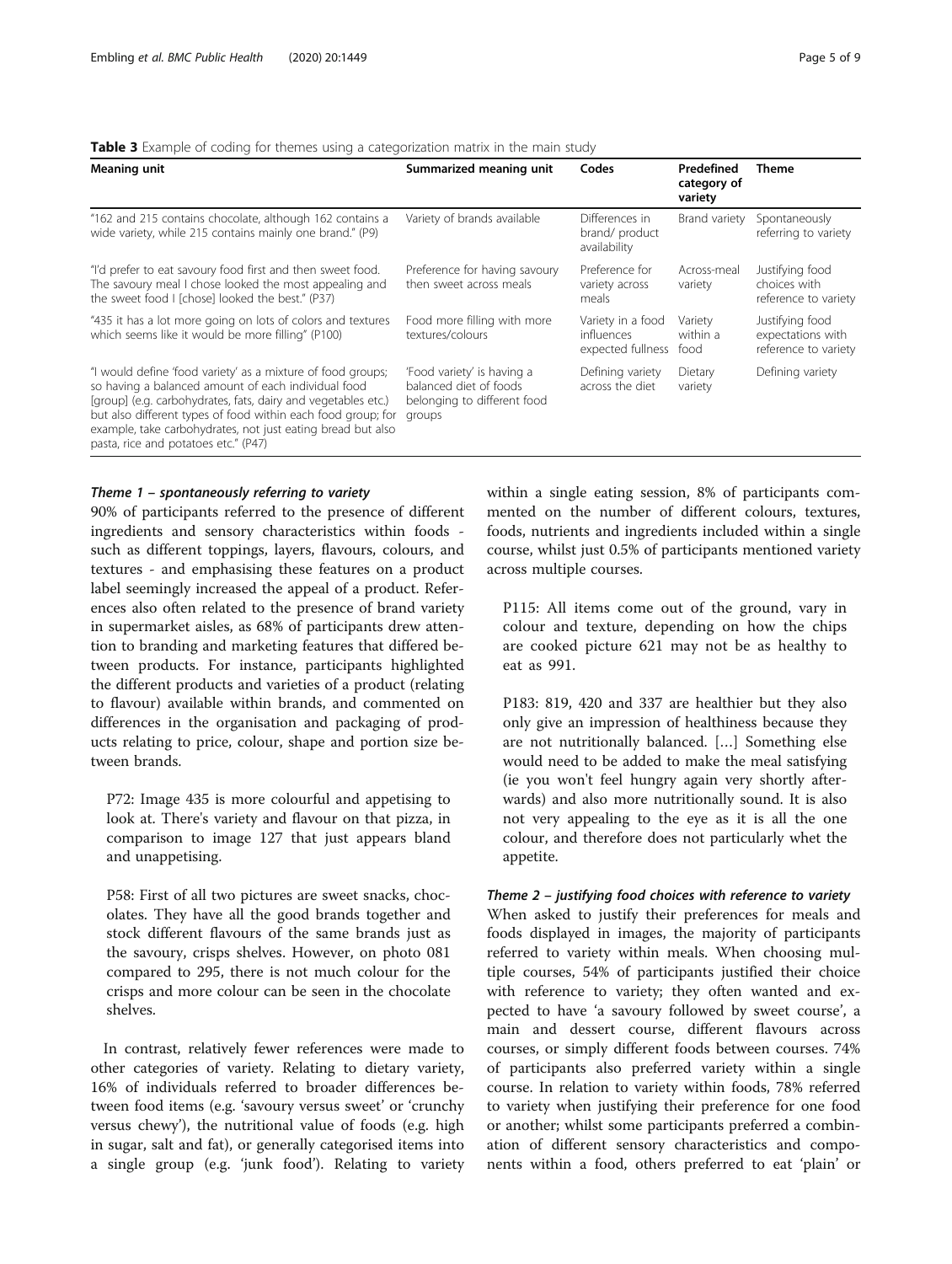**Table 3** Example of coding for themes using a categorization matrix in the main study

| Meaning unit | Summarized meaning unit | Codes | Predefined category of variety | Theme |
|---|---|---|---|---|
| "162 and 215 contains chocolate, although 162 contains a wide variety, while 215 contains mainly one brand." (P9) | Variety of brands available | Differences in brand/ product availability | Brand variety | Spontaneously referring to variety |
| "I'd prefer to eat savoury food first and then sweet food. The savoury meal I chose looked the most appealing and the sweet food I [chose] looked the best." (P37) | Preference for having savoury then sweet across meals | Preference for variety across meals | Across-meal variety | Justifying food choices with reference to variety |
| "435 it has a lot more going on lots of colors and textures which seems like it would be more filling" (P100) | Food more filling with more textures/colours | Variety in a food influences expected fullness | Variety within a food | Justifying food expectations with reference to variety |
| "I would define 'food variety' as a mixture of food groups; so having a balanced amount of each individual food [group] (e.g. carbohydrates, fats, dairy and vegetables etc.) but also different types of food within each food group; for example, take carbohydrates, not just eating bread but also pasta, rice and potatoes etc." (P47) | 'Food variety' is having a balanced diet of foods belonging to different food groups | Defining variety across the diet | Dietary variety | Defining variety |

#### *Theme 1 – spontaneously referring to variety*

90% of participants referred to the presence of different ingredients and sensory characteristics within foods - such as different toppings, layers, flavours, colours, and textures - and emphasising these features on a product label seemingly increased the appeal of a product. References also often related to the presence of brand variety in supermarket aisles, as 68% of participants drew attention to branding and marketing features that differed between products. For instance, participants highlighted the different products and varieties of a product (relating to flavour) available within brands, and commented on differences in the organisation and packaging of products relating to price, colour, shape and portion size between brands.

> P72: Image 435 is more colourful and appetising to look at. There's variety and flavour on that pizza, in comparison to image 127 that just appears bland and unappetising.

> P58: First of all two pictures are sweet snacks, chocolates. They have all the good brands together and stock different flavours of the same brands just as the savoury, crisps shelves. However, on photo 081 compared to 295, there is not much colour for the crisps and more colour can be seen in the chocolate shelves.

In contrast, relatively fewer references were made to other categories of variety. Relating to dietary variety, 16% of individuals referred to broader differences between food items (e.g. 'savoury versus sweet' or 'crunchy versus chewy'), the nutritional value of foods (e.g. high in sugar, salt and fat), or generally categorised items into a single group (e.g. 'junk food'). Relating to variety within a single eating session, 8% of participants commented on the number of different colours, textures, foods, nutrients and ingredients included within a single course, whilst just 0.5% of participants mentioned variety across multiple courses.

> P115: All items come out of the ground, vary in colour and texture, depending on how the chips are cooked picture 621 may not be as healthy to eat as 991.

> P183: 819, 420 and 337 are healthier but they also only give an impression of healthiness because they are not nutritionally balanced. […] Something else would need to be added to make the meal satisfying (ie you won't feel hungry again very shortly afterwards) and also more nutritionally sound. It is also not very appealing to the eye as it is all the one colour, and therefore does not particularly whet the appetite.

#### *Theme 2 – justifying food choices with reference to variety*

When asked to justify their preferences for meals and foods displayed in images, the majority of participants referred to variety within meals. When choosing multiple courses, 54% of participants justified their choice with reference to variety; they often wanted and expected to have 'a savoury followed by sweet course', a main and dessert course, different flavours across courses, or simply different foods between courses. 74% of participants also preferred variety within a single course. In relation to variety within foods, 78% referred to variety when justifying their preference for one food or another; whilst some participants preferred a combination of different sensory characteristics and components within a food, others preferred to eat 'plain' or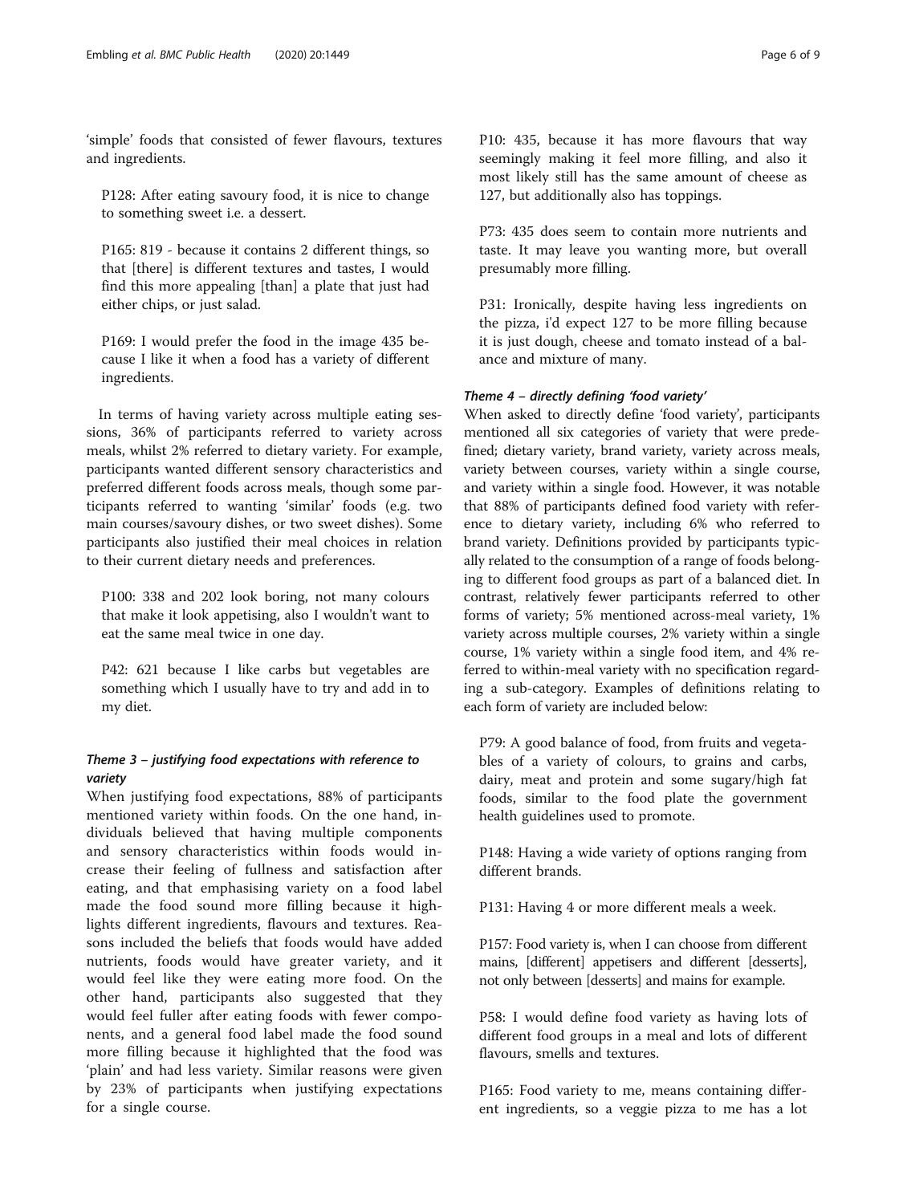'simple' foods that consisted of fewer flavours, textures and ingredients.

> P128: After eating savoury food, it is nice to change to something sweet i.e. a dessert.

> P165: 819 - because it contains 2 different things, so that [there] is different textures and tastes, I would find this more appealing [than] a plate that just had either chips, or just salad.

> P169: I would prefer the food in the image 435 because I like it when a food has a variety of different ingredients.

In terms of having variety across multiple eating sessions, 36% of participants referred to variety across meals, whilst 2% referred to dietary variety. For example, participants wanted different sensory characteristics and preferred different foods across meals, though some participants referred to wanting 'similar' foods (e.g. two main courses/savoury dishes, or two sweet dishes). Some participants also justified their meal choices in relation to their current dietary needs and preferences.

> P100: 338 and 202 look boring, not many colours that make it look appetising, also I wouldn't want to eat the same meal twice in one day.

> P42: 621 because I like carbs but vegetables are something which I usually have to try and add in to my diet.

#### *Theme 3 – justifying food expectations with reference to variety*

When justifying food expectations, 88% of participants mentioned variety within foods. On the one hand, individuals believed that having multiple components and sensory characteristics within foods would increase their feeling of fullness and satisfaction after eating, and that emphasising variety on a food label made the food sound more filling because it highlights different ingredients, flavours and textures. Reasons included the beliefs that foods would have added nutrients, foods would have greater variety, and it would feel like they were eating more food. On the other hand, participants also suggested that they would feel fuller after eating foods with fewer components, and a general food label made the food sound more filling because it highlighted that the food was 'plain' and had less variety. Similar reasons were given by 23% of participants when justifying expectations for a single course.

> P10: 435, because it has more flavours that way seemingly making it feel more filling, and also it most likely still has the same amount of cheese as 127, but additionally also has toppings.

> P73: 435 does seem to contain more nutrients and taste. It may leave you wanting more, but overall presumably more filling.

> P31: Ironically, despite having less ingredients on the pizza, i'd expect 127 to be more filling because it is just dough, cheese and tomato instead of a balance and mixture of many.

#### *Theme 4 – directly defining 'food variety'*

When asked to directly define 'food variety', participants mentioned all six categories of variety that were predefined; dietary variety, brand variety, variety across meals, variety between courses, variety within a single course, and variety within a single food. However, it was notable that 88% of participants defined food variety with reference to dietary variety, including 6% who referred to brand variety. Definitions provided by participants typically related to the consumption of a range of foods belonging to different food groups as part of a balanced diet. In contrast, relatively fewer participants referred to other forms of variety; 5% mentioned across-meal variety, 1% variety across multiple courses, 2% variety within a single course, 1% variety within a single food item, and 4% referred to within-meal variety with no specification regarding a sub-category. Examples of definitions relating to each form of variety are included below:

> P79: A good balance of food, from fruits and vegetables of a variety of colours, to grains and carbs, dairy, meat and protein and some sugary/high fat foods, similar to the food plate the government health guidelines used to promote.

> P148: Having a wide variety of options ranging from different brands.

> P131: Having 4 or more different meals a week.

> P157: Food variety is, when I can choose from different mains, [different] appetisers and different [desserts], not only between [desserts] and mains for example.

> P58: I would define food variety as having lots of different food groups in a meal and lots of different flavours, smells and textures.

> P165: Food variety to me, means containing different ingredients, so a veggie pizza to me has a lot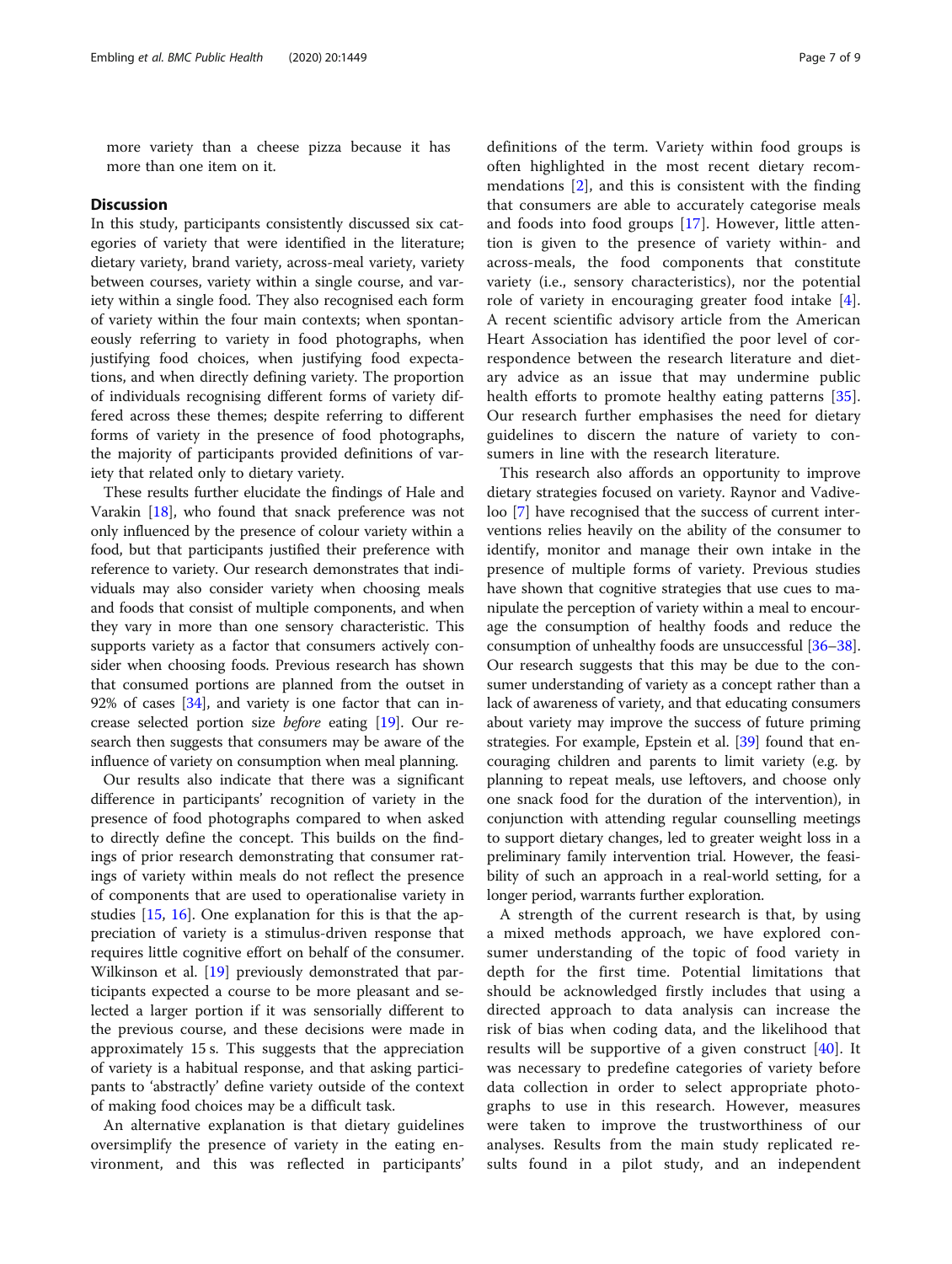more variety than a cheese pizza because it has more than one item on it.

## Discussion

In this study, participants consistently discussed six categories of variety that were identified in the literature; dietary variety, brand variety, across-meal variety, variety between courses, variety within a single course, and variety within a single food. They also recognised each form of variety within the four main contexts; when spontaneously referring to variety in food photographs, when justifying food choices, when justifying food expectations, and when directly defining variety. The proportion of individuals recognising different forms of variety differed across these themes; despite referring to different forms of variety in the presence of food photographs, the majority of participants provided definitions of variety that related only to dietary variety.

These results further elucidate the findings of Hale and Varakin [18], who found that snack preference was not only influenced by the presence of colour variety within a food, but that participants justified their preference with reference to variety. Our research demonstrates that individuals may also consider variety when choosing meals and foods that consist of multiple components, and when they vary in more than one sensory characteristic. This supports variety as a factor that consumers actively consider when choosing foods. Previous research has shown that consumed portions are planned from the outset in 92% of cases [34], and variety is one factor that can increase selected portion size *before* eating [19]. Our research then suggests that consumers may be aware of the influence of variety on consumption when meal planning.

Our results also indicate that there was a significant difference in participants' recognition of variety in the presence of food photographs compared to when asked to directly define the concept. This builds on the findings of prior research demonstrating that consumer ratings of variety within meals do not reflect the presence of components that are used to operationalise variety in studies [15, 16]. One explanation for this is that the appreciation of variety is a stimulus-driven response that requires little cognitive effort on behalf of the consumer. Wilkinson et al. [19] previously demonstrated that participants expected a course to be more pleasant and selected a larger portion if it was sensorially different to the previous course, and these decisions were made in approximately 15 s. This suggests that the appreciation of variety is a habitual response, and that asking participants to 'abstractly' define variety outside of the context of making food choices may be a difficult task.

An alternative explanation is that dietary guidelines oversimplify the presence of variety in the eating environment, and this was reflected in participants' definitions of the term. Variety within food groups is often highlighted in the most recent dietary recommendations [2], and this is consistent with the finding that consumers are able to accurately categorise meals and foods into food groups [17]. However, little attention is given to the presence of variety within- and across-meals, the food components that constitute variety (i.e., sensory characteristics), nor the potential role of variety in encouraging greater food intake [4]. A recent scientific advisory article from the American Heart Association has identified the poor level of correspondence between the research literature and dietary advice as an issue that may undermine public health efforts to promote healthy eating patterns [35]. Our research further emphasises the need for dietary guidelines to discern the nature of variety to consumers in line with the research literature.

This research also affords an opportunity to improve dietary strategies focused on variety. Raynor and Vadiveloo [7] have recognised that the success of current interventions relies heavily on the ability of the consumer to identify, monitor and manage their own intake in the presence of multiple forms of variety. Previous studies have shown that cognitive strategies that use cues to manipulate the perception of variety within a meal to encourage the consumption of healthy foods and reduce the consumption of unhealthy foods are unsuccessful [36–38]. Our research suggests that this may be due to the consumer understanding of variety as a concept rather than a lack of awareness of variety, and that educating consumers about variety may improve the success of future priming strategies. For example, Epstein et al. [39] found that encouraging children and parents to limit variety (e.g. by planning to repeat meals, use leftovers, and choose only one snack food for the duration of the intervention), in conjunction with attending regular counselling meetings to support dietary changes, led to greater weight loss in a preliminary family intervention trial. However, the feasibility of such an approach in a real-world setting, for a longer period, warrants further exploration.

A strength of the current research is that, by using a mixed methods approach, we have explored consumer understanding of the topic of food variety in depth for the first time. Potential limitations that should be acknowledged firstly includes that using a directed approach to data analysis can increase the risk of bias when coding data, and the likelihood that results will be supportive of a given construct [40]. It was necessary to predefine categories of variety before data collection in order to select appropriate photographs to use in this research. However, measures were taken to improve the trustworthiness of our analyses. Results from the main study replicated results found in a pilot study, and an independent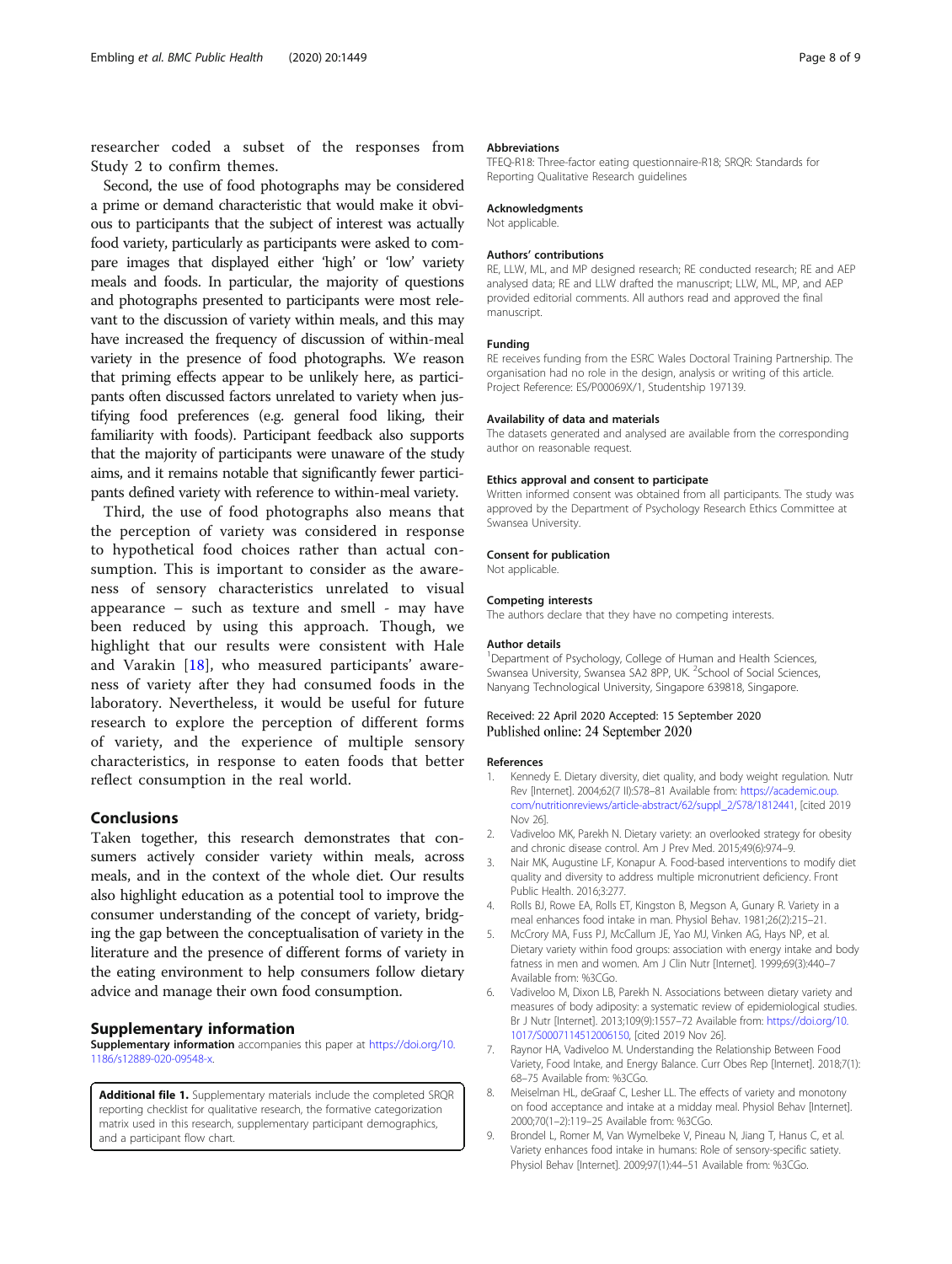researcher coded a subset of the responses from Study 2 to confirm themes.

Second, the use of food photographs may be considered a prime or demand characteristic that would make it obvious to participants that the subject of interest was actually food variety, particularly as participants were asked to compare images that displayed either 'high' or 'low' variety meals and foods. In particular, the majority of questions and photographs presented to participants were most relevant to the discussion of variety within meals, and this may have increased the frequency of discussion of within-meal variety in the presence of food photographs. We reason that priming effects appear to be unlikely here, as participants often discussed factors unrelated to variety when justifying food preferences (e.g. general food liking, their familiarity with foods). Participant feedback also supports that the majority of participants were unaware of the study aims, and it remains notable that significantly fewer participants defined variety with reference to within-meal variety.

Third, the use of food photographs also means that the perception of variety was considered in response to hypothetical food choices rather than actual consumption. This is important to consider as the awareness of sensory characteristics unrelated to visual appearance – such as texture and smell - may have been reduced by using this approach. Though, we highlight that our results were consistent with Hale and Varakin [18], who measured participants' awareness of variety after they had consumed foods in the laboratory. Nevertheless, it would be useful for future research to explore the perception of different forms of variety, and the experience of multiple sensory characteristics, in response to eaten foods that better reflect consumption in the real world.

## Conclusions

Taken together, this research demonstrates that consumers actively consider variety within meals, across meals, and in the context of the whole diet. Our results also highlight education as a potential tool to improve the consumer understanding of the concept of variety, bridging the gap between the conceptualisation of variety in the literature and the presence of different forms of variety in the eating environment to help consumers follow dietary advice and manage their own food consumption.

## Supplementary information

**Supplementary information** accompanies this paper at https://doi.org/10.1186/s12889-020-09548-x.

**Additional file 1.** Supplementary materials include the completed SRQR reporting checklist for qualitative research, the formative categorization matrix used in this research, supplementary participant demographics, and a participant flow chart.

#### Abbreviations

TFEQ-R18: Three-factor eating questionnaire-R18; SRQR: Standards for Reporting Qualitative Research guidelines

#### Acknowledgments

Not applicable.

#### Authors' contributions

RE, LLW, ML, and MP designed research; RE conducted research; RE and AEP analysed data; RE and LLW drafted the manuscript; LLW, ML, MP, and AEP provided editorial comments. All authors read and approved the final manuscript.

#### Funding

RE receives funding from the ESRC Wales Doctoral Training Partnership. The organisation had no role in the design, analysis or writing of this article. Project Reference: ES/P00069X/1, Studentship 197139.

#### Availability of data and materials

The datasets generated and analysed are available from the corresponding author on reasonable request.

#### Ethics approval and consent to participate

Written informed consent was obtained from all participants. The study was approved by the Department of Psychology Research Ethics Committee at Swansea University.

#### Consent for publication

Not applicable.

#### Competing interests

The authors declare that they have no competing interests.

#### Author details

[1]Department of Psychology, College of Human and Health Sciences, Swansea University, Swansea SA2 8PP, UK. [2]School of Social Sciences, Nanyang Technological University, Singapore 639818, Singapore.

Received: 22 April 2020 Accepted: 15 September 2020
Published online: 24 September 2020

#### References

1. Kennedy E. Dietary diversity, diet quality, and body weight regulation. Nutr Rev [Internet]. 2004;62(7 II):S78–81 Available from: https://academic.oup.com/nutritionreviews/article-abstract/62/suppl_2/S78/1812441, [cited 2019 Nov 26].
2. Vadiveloo MK, Parekh N. Dietary variety: an overlooked strategy for obesity and chronic disease control. Am J Prev Med. 2015;49(6):974–9.
3. Nair MK, Augustine LF, Konapur A. Food-based interventions to modify diet quality and diversity to address multiple micronutrient deficiency. Front Public Health. 2016;3:277.
4. Rolls BJ, Rowe EA, Rolls ET, Kingston B, Megson A, Gunary R. Variety in a meal enhances food intake in man. Physiol Behav. 1981;26(2):215–21.
5. McCrory MA, Fuss PJ, McCallum JE, Yao MJ, Vinken AG, Hays NP, et al. Dietary variety within food groups: association with energy intake and body fatness in men and women. Am J Clin Nutr [Internet]. 1999;69(3):440–7 Available from: %3CGo.
6. Vadiveloo M, Dixon LB, Parekh N. Associations between dietary variety and measures of body adiposity: a systematic review of epidemiological studies. Br J Nutr [Internet]. 2013;109(9):1557–72 Available from: https://doi.org/10.1017/S0007114512006150, [cited 2019 Nov 26].
7. Raynor HA, Vadiveloo M. Understanding the Relationship Between Food Variety, Food Intake, and Energy Balance. Curr Obes Rep [Internet]. 2018;7(1):68–75 Available from: %3CGo.
8. Meiselman HL, deGraaf C, Lesher LL. The effects of variety and monotony on food acceptance and intake at a midday meal. Physiol Behav [Internet]. 2000;70(1–2):119–25 Available from: %3CGo.
9. Brondel L, Romer M, Van Wymelbeke V, Pineau N, Jiang T, Hanus C, et al. Variety enhances food intake in humans: Role of sensory-specific satiety. Physiol Behav [Internet]. 2009;97(1):44–51 Available from: %3CGo.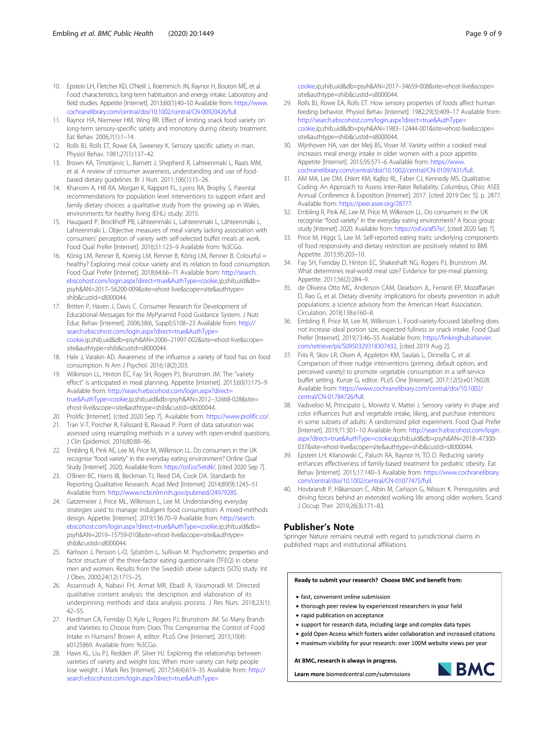10. Epstein LH, Fletcher KD, O'Neill J, Roemmich JN, Raynor H, Bouton ME, et al. Food characteristics, long-term habituation and energy intake. Laboratory and field studies. Appetite [Internet]. 2013;60(1):40–50 Available from: https://www.cochranelibrary.com/central/doi/10.1002/central/CN-00920426/full.
11. Raynor HA, Niemeier HM, Wing RR. Effect of limiting snack food variety on long-term sensory-specific satiety and monotony during obesity treatment. Eat Behav. 2006;7(1):1–14.
12. Rolls BJ, Rolls ET, Rowe EA, Sweeney K. Sensory specific satiety in man. Physiol Behav. 1981;27(1):137–42.
13. Brown KA, Timotijevic L, Barnett J, Shepherd R, Lahteenmaki L, Raats MM, et al. A review of consumer awareness, understanding and use of food-based dietary guidelines. Br J Nutr. 2011;106(1):15–26.
14. Khanom A, Hill RA, Morgan K, Rapport FL, Lyons RA, Brophy S. Parental recommendations for population level interventions to support infant and family dietary choices: a qualitative study from the growing up in Wales, environments for healthy living (EHL) study; 2015.
15. Haugaard P, Brockhoff PB, Lähteenmäki L, Lahteenmaki L, Lähteenmäki L, Lahteenmaki L. Objective measures of meal variety lacking association with consumers' perception of variety with self-selected buffet meals at work. Food Qual Prefer [Internet]. 2016;51:123–9 Available from: %3CGo.
16. König LM, Renner B, Koenig LM, Renner B, König LM, Renner B. Colourful = healthy? Exploring meal colour variety and its relation to food consumption. Food Qual Prefer [Internet]. 2018;64:66–71 Available from: http://search.ebscohost.com/login.aspx?direct=true&AuthType=cookie,ip,shib,uid&db=psyh&AN=2017–56200-009&site=ehost-live&scope=site&authtype=shib&custid=s8000044.
17. Britten P, Haven J, Davis C. Consumer Research for Development of Educational Messages for the MyPyramid Food Guidance System. J Nutr Educ Behav [Internet]. 2006;38(6, Suppl):S108–23 Available from: http://search.ebscohost.com/login.aspx?direct=true&AuthType=cookie,ip,shib,uid&db=psyh&AN=2006–21997-002&site=ehost-live&scope=site&authtype=shib&custid=s8000044.
18. Hale J, Varakin AD. Awareness of the influence a variety of food has on food consumption. N Am J Psychol. 2016;18(2):203.
19. Wilkinson LL, Hinton EC, Fay SH, Rogers PJ, Brunstrom JM. The "variety effect" is anticipated in meal planning. Appetite [Internet]. 2013;60(1):175–9 Available from: http://search.ebscohost.com/login.aspx?direct=true&AuthType=cookie,ip,shib,uid&db=psyh&AN=2012–32668-028&site=ehost-live&scope=site&authtype=shib&custid=s8000044.
20. Prolific [Internet]. [cited 2020 Sep 7]. Available from: https://www.prolific.co/.
21. Tran V-T, Porcher R, Falissard B, Ravaud P. Point of data saturation was assessed using resampling methods in a survey with open-ended questions. J Clin Epidemiol. 2016;80:88–96.
22. Embling R, Pink AE, Lee M, Price M, Wilkinson LL. Do consumers in the UK recognise "food variety" in the everyday eating environment? Online Qual Study [Internet]. 2020; Available from: https://osf.io/5etd4/, [cited 2020 Sep 7].
23. O'Brien BC, Harris IB, Beckman TJ, Reed DA, Cook DA. Standards for Reporting Qualitative Research. Acad Med [Internet]. 2014;89(9):1245–51 Available from: http://www.ncbi.nlm.nih.gov/pubmed/24979285.
24. Gatzemeier J, Price ML, Wilkinson L, Lee M. Understanding everyday strategies used to manage indulgent food consumption: A mixed-methods design. Appetite [Internet]. 2019;136:70–9 Available from: http://search.ebscohost.com/login.aspx?direct=true&AuthType=cookie,ip,shib,uid&db=psyh&AN=2019–15759-010&site=ehost-live&scope=site&authtype=shib&custid=s8000044.
25. Karlsson J, Persson L-O, Sjöström L, Sullivan M. Psychometric properties and factor structure of the three-factor eating questionnaire (TFEQ) in obese men and women. Results from the Swedish obese subjects (SOS) study. Int J Obes. 2000;24(12):1715–25.
26. Assarroudi A, Nabavi FH, Armat MR, Ebadi A, Vaismoradi M. Directed qualitative content analysis: the description and elaboration of its underpinning methods and data analysis process. J Res Nurs. 2018;23(1):42–55.
27. Hardman CA, Ferriday D, Kyle L, Rogers PJ, Brunstrom JM. So Many Brands and Varieties to Choose from: Does This Compromise the Control of Food Intake in Humans? Brown A, editor. PLoS One [Internet]. 2015;10(4):e0125869. Available from: %3CGo.
28. Haws KL, Liu PJ, Redden JP, Silver HJ. Exploring the relationship between varieties of variety and weight loss: When more variety can help people lose weight. J Mark Res [Internet]. 2017;54(4):619–35 Available from: http://search.ebscohost.com/login.aspx?direct=true&AuthType=cookie,ip,shib,uid&db=psyh&AN=2017–34659-008&site=ehost-live&scope=site&authtype=shib&custid=s8000044.
29. Rolls BJ, Rowe EA, Rolls ET. How sensory properties of foods affect human feeding behavior. Physiol Behav [Internet]. 1982;29(3):409–17 Available from: http://search.ebscohost.com/login.aspx?direct=true&AuthType=cookie,ip,shib,uid&db=psyh&AN=1983–12444-001&site=ehost-live&scope=site&authtype=shib&custid=s8000044.
30. Wijnhoven HA, van der Meij BS, Visser M. Variety within a cooked meal increases meal energy intake in older women with a poor appetite. Appetite [Internet]. 2015;95:571–6 Available from: https://www.cochranelibrary.com/central/doi/10.1002/central/CN-01097431/full.
31. AM MA, Lee DM, Ehlert KM, Kajfez RL, Faber CJ, Kennedy MS. Qualitative Coding: An Approach to Assess Inter-Rater Reliability. Columbus, Ohio: ASEE Annual Conference & Exposition [Internet]; 2017. [cited 2019 Dec 5]. p. 2877. Available from: https://peer.asee.org/28777.
32. Embling R, Pink AE, Lee M, Price M, Wilkinson LL. Do consumers in the UK recognise "food variety" in the everyday eating environment? A focus group study [Internet]. 2020. Available from: https://osf.io/af57e/, [cited 2020 Sep 7].
33. Price M, Higgs S, Lee M. Self-reported eating traits: underlying components of food responsivity and dietary restriction are positively related to BMI. Appetite. 2015;95:203–10.
34. Fay SH, Ferriday D, Hinton EC, Shakeshaft NG, Rogers PJ, Brunstrom JM. What determines real-world meal size? Evidence for pre-meal planning. Appetite. 2011;56(2):284–9.
35. de Oliveira Otto MC, Anderson CAM, Dearborn JL, Ferranti EP, Mozaffarian D, Rao G, et al. Dietary diversity: implications for obesity prevention in adult populations: a science advisory from the American Heart Association. Circulation. 2018;138:e160–8.
36. Embling R, Price M, Lee M, Wilkinson L. Food-variety-focused labelling does not increase ideal portion size, expected fullness or snack intake. Food Qual Prefer [Internet]. 2019;73:46–55 Available from: https://linkinghub.elsevier.com/retrieve/pii/S0950329318307432, [cited 2019 Aug 2].
37. Friis R, Skov LR, Olsen A, Appleton KM, Saulais L, Dinnella C, et al. Comparison of three nudge interventions (priming, default option, and perceived variety) to promote vegetable consumption in a self-service buffet setting. Kunze G, editor. PLoS One [Internet]. 2017;12(5):e0176028. Available from: https://www.cochranelibrary.com/central/doi/10.1002/central/CN-01784726/full.
38. Vadiveloo M, Principato L, Morwitz V, Mattei J. Sensory variety in shape and color influences fruit and vegetable intake, liking, and purchase intentions in some subsets of adults: A randomized pilot experiment. Food Qual Prefer [Internet]. 2019;71:301–10 Available from: http://search.ebscohost.com/login.aspx?direct=true&AuthType=cookie,ip,shib,uid&db=psyh&AN=2018–47300-037&site=ehost-live&scope=site&authtype=shib&custid=s8000044.
39. Epstein LH, Kilanowski C, Paluch RA, Raynor H, TO D. Reducing variety enhances effectiveness of family-based treatment for pediatric obesity. Eat Behav [Internet]. 2015;17:140–3 Available from: https://www.cochranelibrary.com/central/doi/10.1002/central/CN-01077475/full.
40. Hovbrandt P, Håkansson C, Albin M, Carlsson G, Nilsson K. Prerequisites and driving forces behind an extended working life among older workers. Scand J Occup Ther. 2019;26(3):171–83.

## Publisher's Note

Springer Nature remains neutral with regard to jurisdictional claims in published maps and institutional affiliations.

**Ready to submit your research? Choose BMC and benefit from:**

- fast, convenient online submission
- thorough peer review by experienced researchers in your field
- rapid publication on acceptance
- support for research data, including large and complex data types
- gold Open Access which fosters wider collaboration and increased citations
- maximum visibility for your research: over 100M website views per year

**At BMC, research is always in progress.**

**Learn more** biomedcentral.com/submissions

BMC